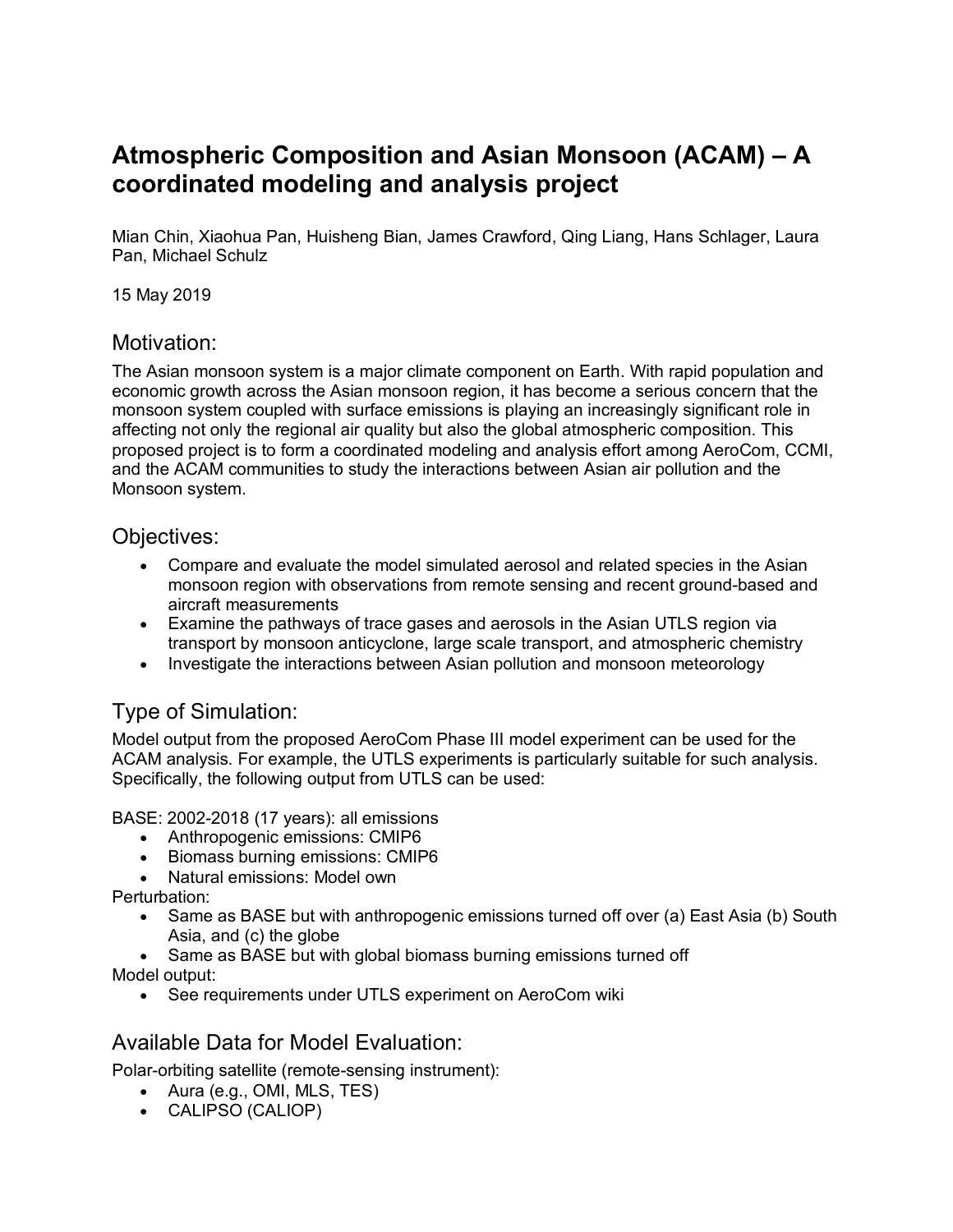# Atmospheric Composition and Asian Monsoon (ACAM) – A coordinated modeling and analysis project

Mian Chin, Xiaohua Pan, Huisheng Bian, James Crawford, Qing Liang, Hans Schlager, Laura Pan, Michael Schulz

15 May 2019

## Motivation:

The Asian monsoon system is a major climate component on Earth. With rapid population and economic growth across the Asian monsoon region, it has become a serious concern that the monsoon system coupled with surface emissions is playing an increasingly significant role in affecting not only the regional air quality but also the global atmospheric composition. This proposed project is to form a coordinated modeling and analysis effort among AeroCom, CCMI, and the ACAM communities to study the interactions between Asian air pollution and the Monsoon system.

## Objectives:

- Compare and evaluate the model simulated aerosol and related species in the Asian monsoon region with observations from remote sensing and recent ground-based and aircraft measurements
- Examine the pathways of trace gases and aerosols in the Asian UTLS region via transport by monsoon anticyclone, large scale transport, and atmospheric chemistry
- Investigate the interactions between Asian pollution and monsoon meteorology

## Type of Simulation:

Model output from the proposed AeroCom Phase III model experiment can be used for the ACAM analysis. For example, the UTLS experiments is particularly suitable for such analysis. Specifically, the following output from UTLS can be used:

BASE: 2002-2018 (17 years): all emissions

- Anthropogenic emissions: CMIP6
- Biomass burning emissions: CMIP6
- Natural emissions: Model own

Perturbation:

- Same as BASE but with anthropogenic emissions turned off over (a) East Asia (b) South Asia, and (c) the globe
- Same as BASE but with global biomass burning emissions turned off

Model output:

- See requirements under UTLS experiment on AeroCom wiki

## Available Data for Model Evaluation:

Polar-orbiting satellite (remote-sensing instrument):

- Aura (e.g., OMI, MLS, TES)
- CALIPSO (CALIOP)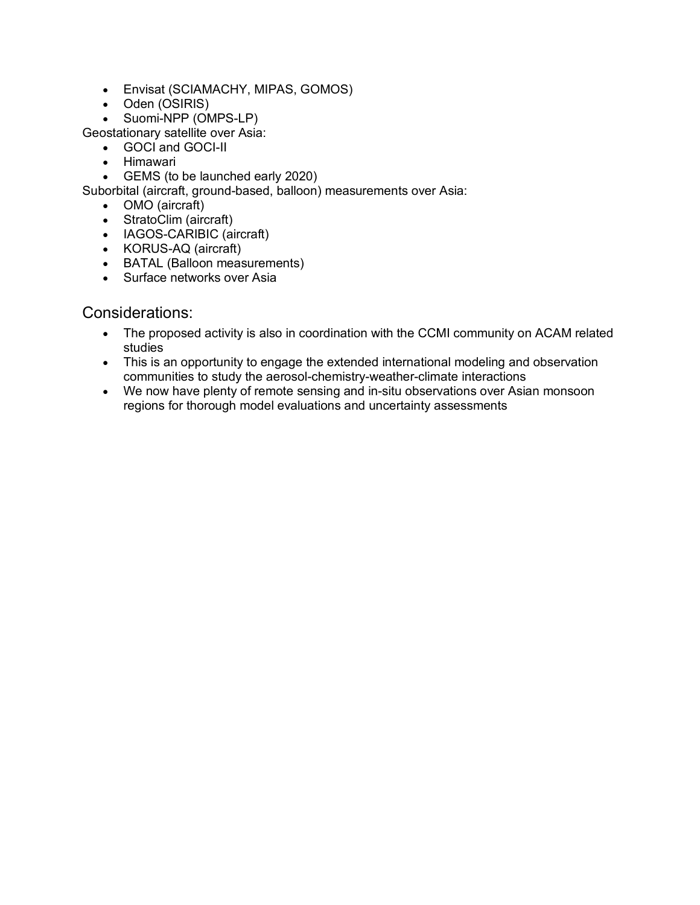- Envisat (SCIAMACHY, MIPAS, GOMOS)
- Oden (OSIRIS)
- Suomi-NPP (OMPS-LP)

Geostationary satellite over Asia:

- GOCI and GOCI-II
- Himawari
- GEMS (to be launched early 2020)

Suborbital (aircraft, ground-based, balloon) measurements over Asia:

- OMO (aircraft)
- StratoClim (aircraft)
- IAGOS-CARIBIC (aircraft)
- KORUS-AQ (aircraft)
- BATAL (Balloon measurements)
- Surface networks over Asia

## Considerations:

- The proposed activity is also in coordination with the CCMI community on ACAM related studies
- This is an opportunity to engage the extended international modeling and observation communities to study the aerosol-chemistry-weather-climate interactions
- We now have plenty of remote sensing and in-situ observations over Asian monsoon regions for thorough model evaluations and uncertainty assessments